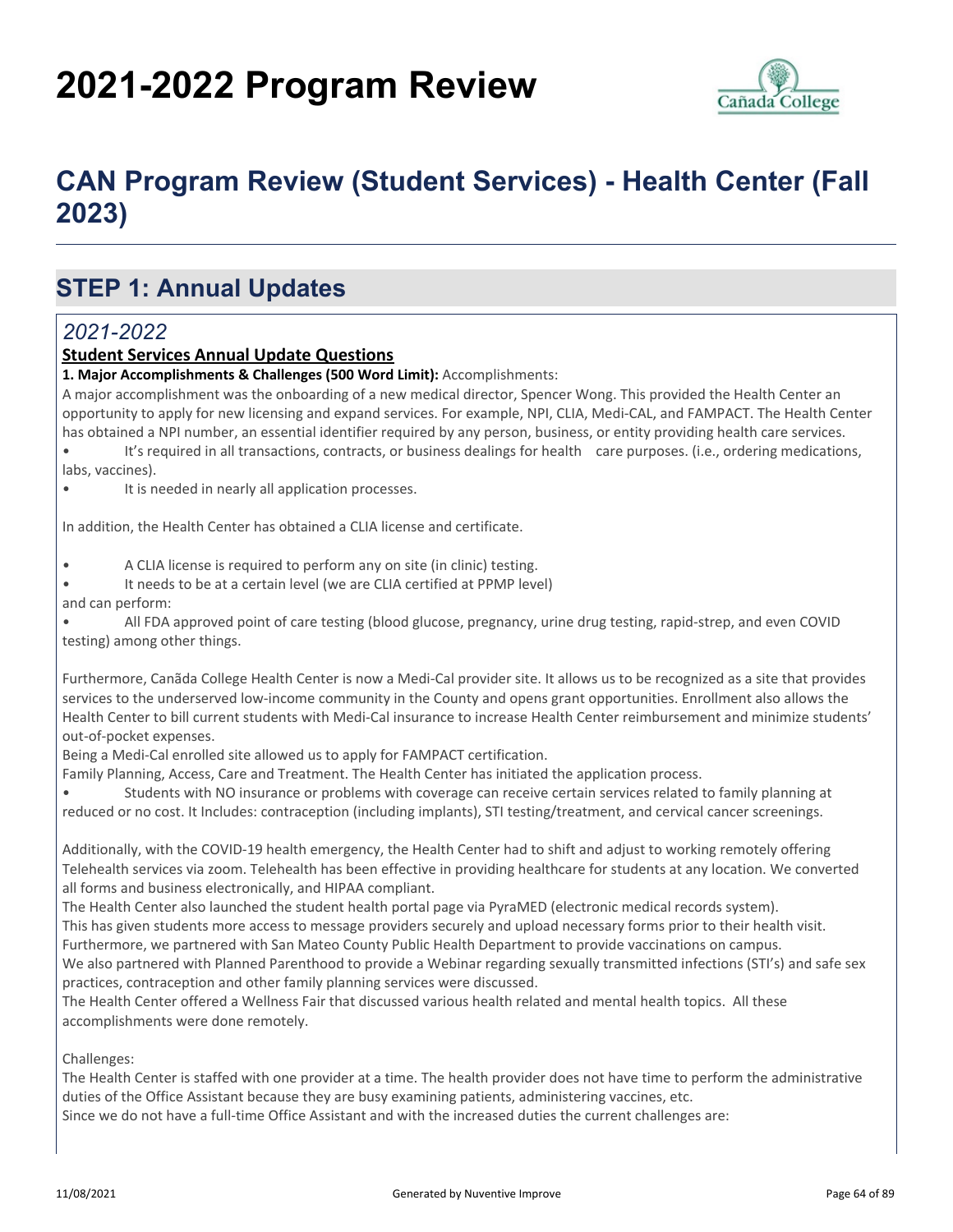# 2021-2022 Program Review

## CAN Program Review (Student Services) - Health Center (Fall 2023)

## STEP 1: Annual Updates

### *2021-2022*

**Student Services Annual Update Questions**

**1. Major Accomplishments & Challenges (500 Word Limit):** Accomplishments:

A major accomplishment was the onboarding of a new medical director, Spencer Wong. This provided the Health Center an opportunity to apply for new licensing and expand services. For example, NPI, CLIA, Medi-CAL, and FAMPACT. The Health Center has obtained a NPI number, an essential identifier required by any person, business, or entity providing health care services.

- It's required in all transactions, contracts, or business dealings for health care purposes. (i.e., ordering medications, labs, vaccines).
- It is needed in nearly all application processes.

In addition, the Health Center has obtained a CLIA license and certificate.

- A CLIA license is required to perform any on site (in clinic) testing.
- It needs to be at a certain level (we are CLIA certified at PPMP level)

and can perform:

- All FDA approved point of care testing (blood glucose, pregnancy, urine drug testing, rapid-strep, and even COVID testing) among other things.

Furthermore, Canãda College Health Center is now a Medi-Cal provider site. It allows us to be recognized as a site that provides services to the underserved low-income community in the County and opens grant opportunities. Enrollment also allows the Health Center to bill current students with Medi-Cal insurance to increase Health Center reimbursement and minimize students' out-of-pocket expenses.

Being a Medi-Cal enrolled site allowed us to apply for FAMPACT certification.

Family Planning, Access, Care and Treatment. The Health Center has initiated the application process.

- Students with NO insurance or problems with coverage can receive certain services related to family planning at reduced or no cost. It Includes: contraception (including implants), STI testing/treatment, and cervical cancer screenings.

Additionally, with the COVID-19 health emergency, the Health Center had to shift and adjust to working remotely offering Telehealth services via zoom. Telehealth has been effective in providing healthcare for students at any location. We converted all forms and business electronically, and HIPAA compliant.

The Health Center also launched the student health portal page via PyraMED (electronic medical records system).

This has given students more access to message providers securely and upload necessary forms prior to their health visit.

Furthermore, we partnered with San Mateo County Public Health Department to provide vaccinations on campus.

We also partnered with Planned Parenthood to provide a Webinar regarding sexually transmitted infections (STI's) and safe sex practices, contraception and other family planning services were discussed.

The Health Center offered a Wellness Fair that discussed various health related and mental health topics. All these accomplishments were done remotely.

Challenges:

The Health Center is staffed with one provider at a time. The health provider does not have time to perform the administrative duties of the Office Assistant because they are busy examining patients, administering vaccines, etc.

Since we do not have a full-time Office Assistant and with the increased duties the current challenges are: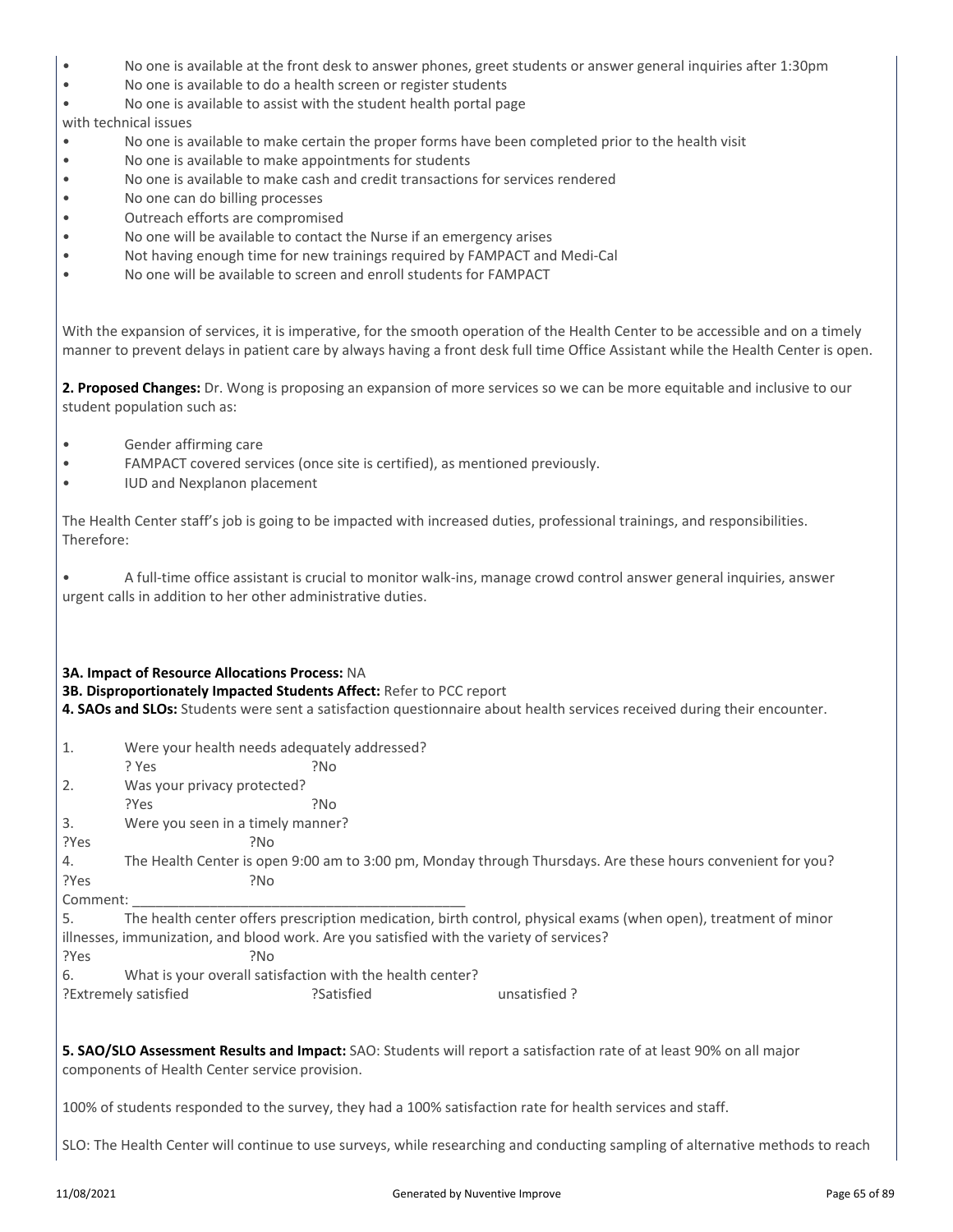- No one is available at the front desk to answer phones, greet students or answer general inquiries after 1:30pm
- No one is available to do a health screen or register students
- No one is available to assist with the student health portal page

with technical issues

- No one is available to make certain the proper forms have been completed prior to the health visit
- No one is available to make appointments for students
- No one is available to make cash and credit transactions for services rendered
- No one can do billing processes
- Outreach efforts are compromised
- No one will be available to contact the Nurse if an emergency arises
- Not having enough time for new trainings required by FAMPACT and Medi-Cal
- No one will be available to screen and enroll students for FAMPACT

With the expansion of services, it is imperative, for the smooth operation of the Health Center to be accessible and on a timely manner to prevent delays in patient care by always having a front desk full time Office Assistant while the Health Center is open.

**2. Proposed Changes:** Dr. Wong is proposing an expansion of more services so we can be more equitable and inclusive to our student population such as:

- Gender affirming care
- FAMPACT covered services (once site is certified), as mentioned previously.
- IUD and Nexplanon placement

The Health Center staff's job is going to be impacted with increased duties, professional trainings, and responsibilities. Therefore:

- A full-time office assistant is crucial to monitor walk-ins, manage crowd control answer general inquiries, answer urgent calls in addition to her other administrative duties.

**3A. Impact of Resource Allocations Process:** NA
**3B. Disproportionately Impacted Students Affect:** Refer to PCC report
**4. SAOs and SLOs:** Students were sent a satisfaction questionnaire about health services received during their encounter.

1. Were your health needs adequately addressed?
   ? Yes ?No
2. Was your privacy protected?
   ?Yes ?No
3. Were you seen in a timely manner?
   ?Yes ?No
4. The Health Center is open 9:00 am to 3:00 pm, Monday through Thursdays. Are these hours convenient for you?
   ?Yes ?No
   Comment: ____________________________________________
5. The health center offers prescription medication, birth control, physical exams (when open), treatment of minor illnesses, immunization, and blood work. Are you satisfied with the variety of services?
   ?Yes ?No
6. What is your overall satisfaction with the health center?
   ?Extremely satisfied ?Satisfied unsatisfied ?

**5. SAO/SLO Assessment Results and Impact:** SAO: Students will report a satisfaction rate of at least 90% on all major components of Health Center service provision.

100% of students responded to the survey, they had a 100% satisfaction rate for health services and staff.

SLO: The Health Center will continue to use surveys, while researching and conducting sampling of alternative methods to reach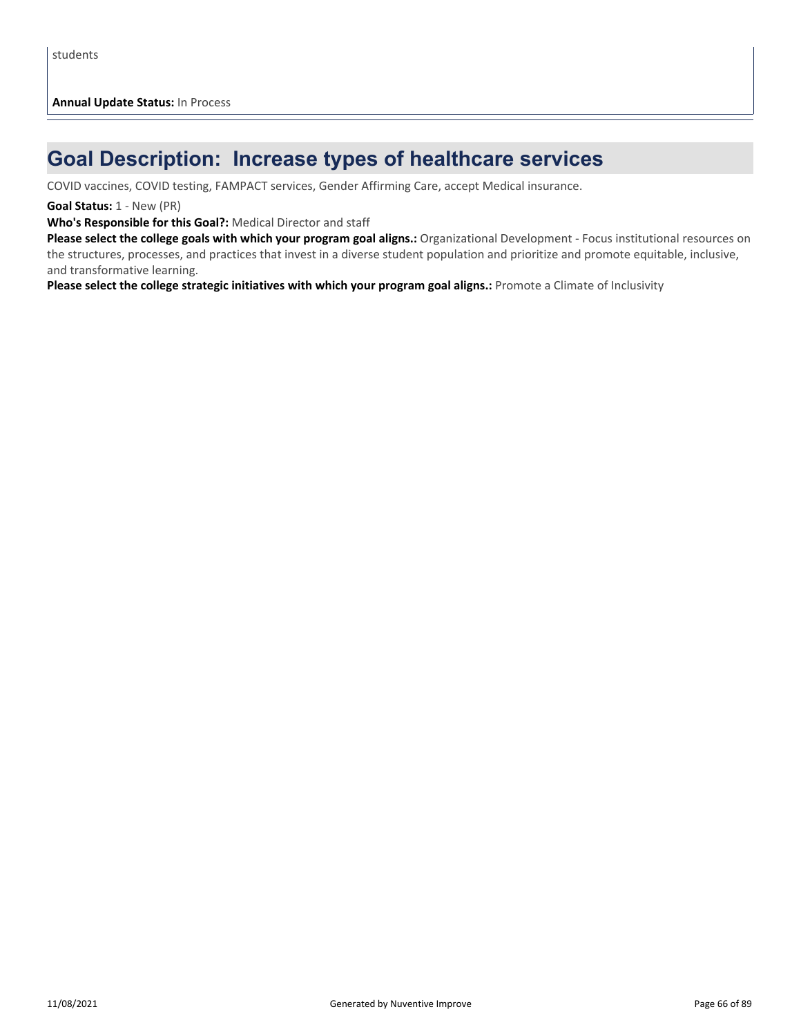students

**Annual Update Status:** In Process

## Goal Description: Increase types of healthcare services

COVID vaccines, COVID testing, FAMPACT services, Gender Affirming Care, accept Medical insurance.

**Goal Status:** 1 - New (PR)

**Who's Responsible for this Goal?:** Medical Director and staff

**Please select the college goals with which your program goal aligns.:** Organizational Development - Focus institutional resources on the structures, processes, and practices that invest in a diverse student population and prioritize and promote equitable, inclusive, and transformative learning.

**Please select the college strategic initiatives with which your program goal aligns.:** Promote a Climate of Inclusivity